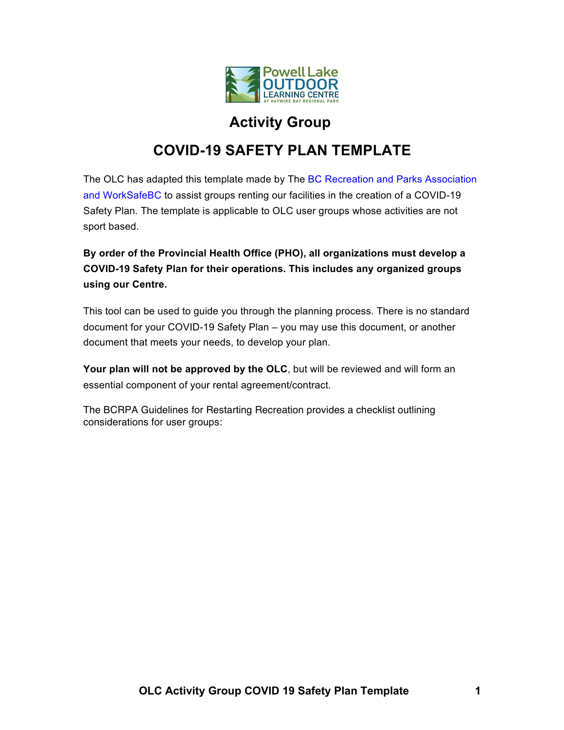# Activity Group

# COVID-19 SAFETY PLAN TEMPLATE

The OLC has adapted this template made by The BC Recreation and Parks Association and WorkSafeBC to assist groups renting our facilities in the creation of a COVID-19 Safety Plan. The template is applicable to OLC user groups whose activities are not sport based.

**By order of the Provincial Health Office (PHO), all organizations must develop a COVID-19 Safety Plan for their operations. This includes any organized groups using our Centre.**

This tool can be used to guide you through the planning process. There is no standard document for your COVID-19 Safety Plan – you may use this document, or another document that meets your needs, to develop your plan.

**Your plan will not be approved by the OLC**, but will be reviewed and will form an essential component of your rental agreement/contract.

The BCRPA Guidelines for Restarting Recreation provides a checklist outlining considerations for user groups: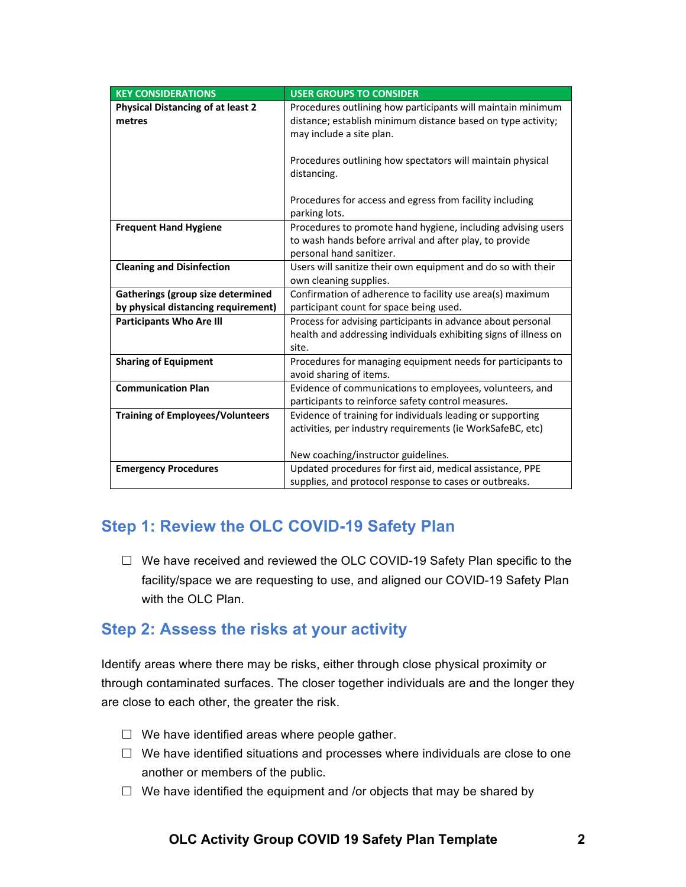| KEY CONSIDERATIONS | USER GROUPS TO CONSIDER |
|---|---|
| **Physical Distancing of at least 2 metres** | Procedures outlining how participants will maintain minimum distance; establish minimum distance based on type activity; may include a site plan.<br><br>Procedures outlining how spectators will maintain physical distancing.<br><br>Procedures for access and egress from facility including parking lots. |
| **Frequent Hand Hygiene** | Procedures to promote hand hygiene, including advising users to wash hands before arrival and after play, to provide personal hand sanitizer. |
| **Cleaning and Disinfection** | Users will sanitize their own equipment and do so with their own cleaning supplies. |
| **Gatherings (group size determined by physical distancing requirement)** | Confirmation of adherence to facility use area(s) maximum participant count for space being used. |
| **Participants Who Are Ill** | Process for advising participants in advance about personal health and addressing individuals exhibiting signs of illness on site. |
| **Sharing of Equipment** | Procedures for managing equipment needs for participants to avoid sharing of items. |
| **Communication Plan** | Evidence of communications to employees, volunteers, and participants to reinforce safety control measures. |
| **Training of Employees/Volunteers** | Evidence of training for individuals leading or supporting activities, per industry requirements (ie WorkSafeBC, etc)<br><br>New coaching/instructor guidelines. |
| **Emergency Procedures** | Updated procedures for first aid, medical assistance, PPE supplies, and protocol response to cases or outbreaks. |

## Step 1: Review the OLC COVID-19 Safety Plan

- ☐ We have received and reviewed the OLC COVID-19 Safety Plan specific to the facility/space we are requesting to use, and aligned our COVID-19 Safety Plan with the OLC Plan.

## Step 2: Assess the risks at your activity

Identify areas where there may be risks, either through close physical proximity or through contaminated surfaces. The closer together individuals are and the longer they are close to each other, the greater the risk.

- ☐ We have identified areas where people gather.
- ☐ We have identified situations and processes where individuals are close to one another or members of the public.
- ☐ We have identified the equipment and /or objects that may be shared by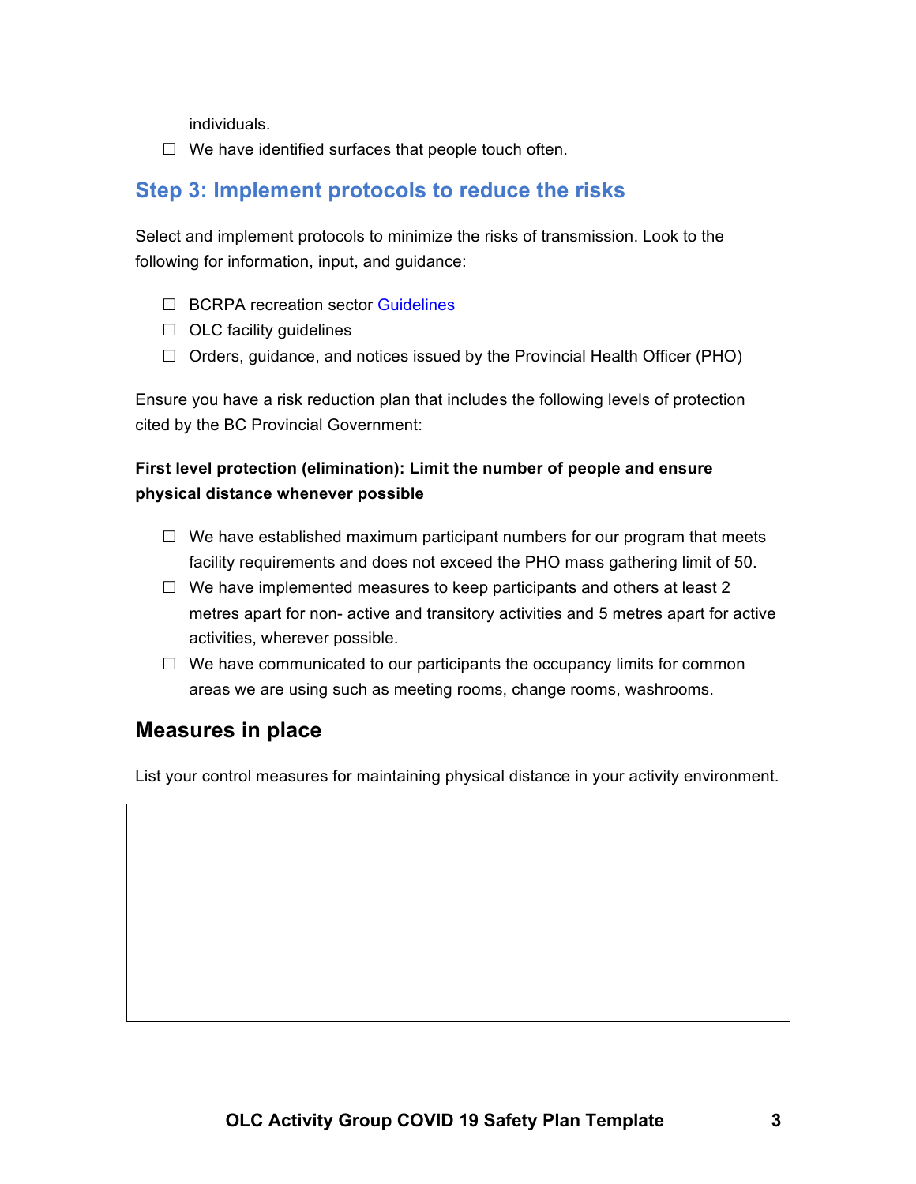individuals.

- ☐ We have identified surfaces that people touch often.

## Step 3: Implement protocols to reduce the risks

Select and implement protocols to minimize the risks of transmission. Look to the following for information, input, and guidance:

- ☐ BCRPA recreation sector Guidelines
- ☐ OLC facility guidelines
- ☐ Orders, guidance, and notices issued by the Provincial Health Officer (PHO)

Ensure you have a risk reduction plan that includes the following levels of protection cited by the BC Provincial Government:

**First level protection (elimination): Limit the number of people and ensure physical distance whenever possible**

- ☐ We have established maximum participant numbers for our program that meets facility requirements and does not exceed the PHO mass gathering limit of 50.
- ☐ We have implemented measures to keep participants and others at least 2 metres apart for non- active and transitory activities and 5 metres apart for active activities, wherever possible.
- ☐ We have communicated to our participants the occupancy limits for common areas we are using such as meeting rooms, change rooms, washrooms.

## Measures in place

List your control measures for maintaining physical distance in your activity environment.

| |
|---|
| |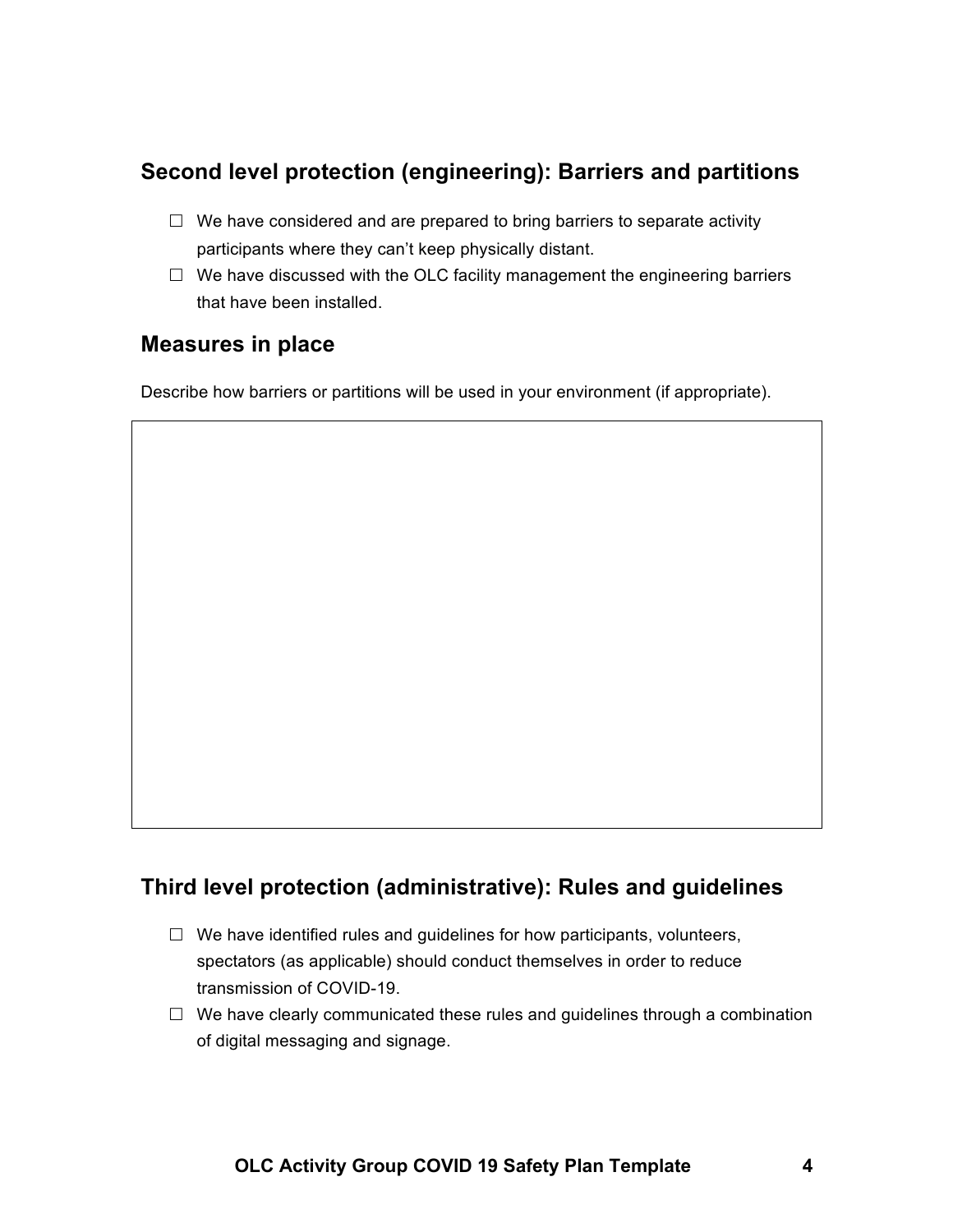## Second level protection (engineering): Barriers and partitions

- ☐ We have considered and are prepared to bring barriers to separate activity participants where they can't keep physically distant.
- ☐ We have discussed with the OLC facility management the engineering barriers that have been installed.

## Measures in place

Describe how barriers or partitions will be used in your environment (if appropriate).

## Third level protection (administrative): Rules and guidelines

- ☐ We have identified rules and guidelines for how participants, volunteers, spectators (as applicable) should conduct themselves in order to reduce transmission of COVID-19.
- ☐ We have clearly communicated these rules and guidelines through a combination of digital messaging and signage.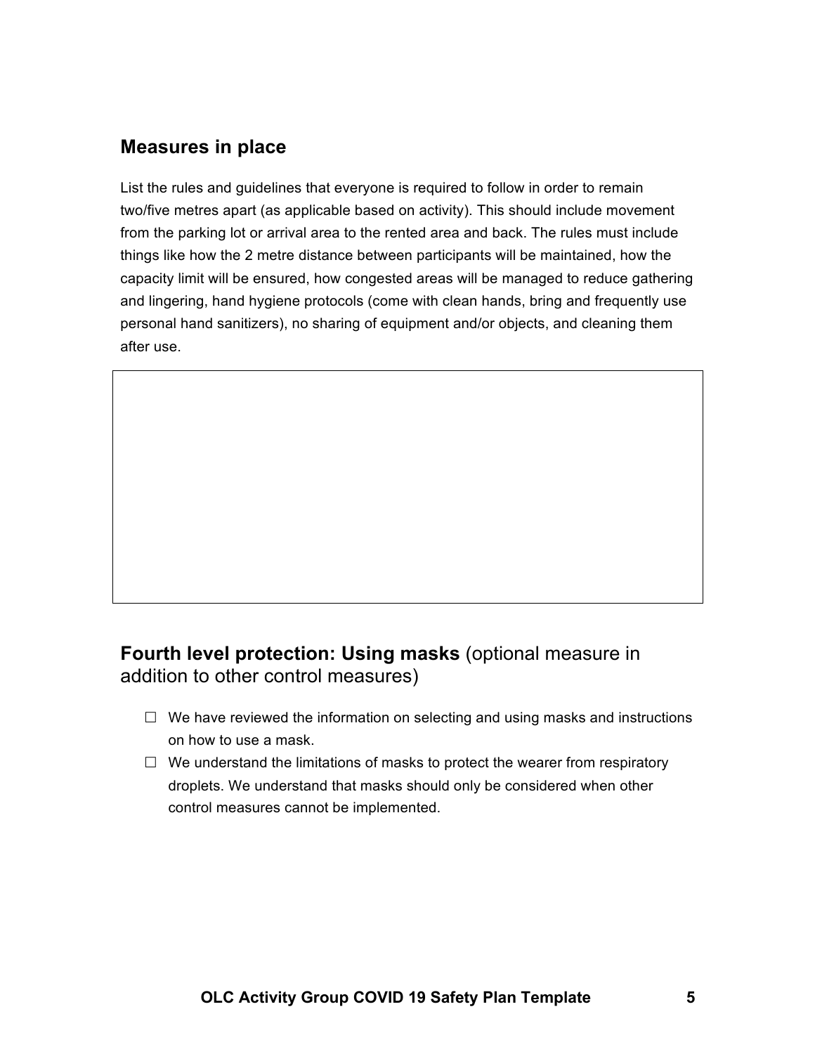## Measures in place

List the rules and guidelines that everyone is required to follow in order to remain two/five metres apart (as applicable based on activity). This should include movement from the parking lot or arrival area to the rented area and back. The rules must include things like how the 2 metre distance between participants will be maintained, how the capacity limit will be ensured, how congested areas will be managed to reduce gathering and lingering, hand hygiene protocols (come with clean hands, bring and frequently use personal hand sanitizers), no sharing of equipment and/or objects, and cleaning them after use.

| |
|---|
| |

## Fourth level protection: Using masks (optional measure in addition to other control measures)

- ☐ We have reviewed the information on selecting and using masks and instructions on how to use a mask.
- ☐ We understand the limitations of masks to protect the wearer from respiratory droplets. We understand that masks should only be considered when other control measures cannot be implemented.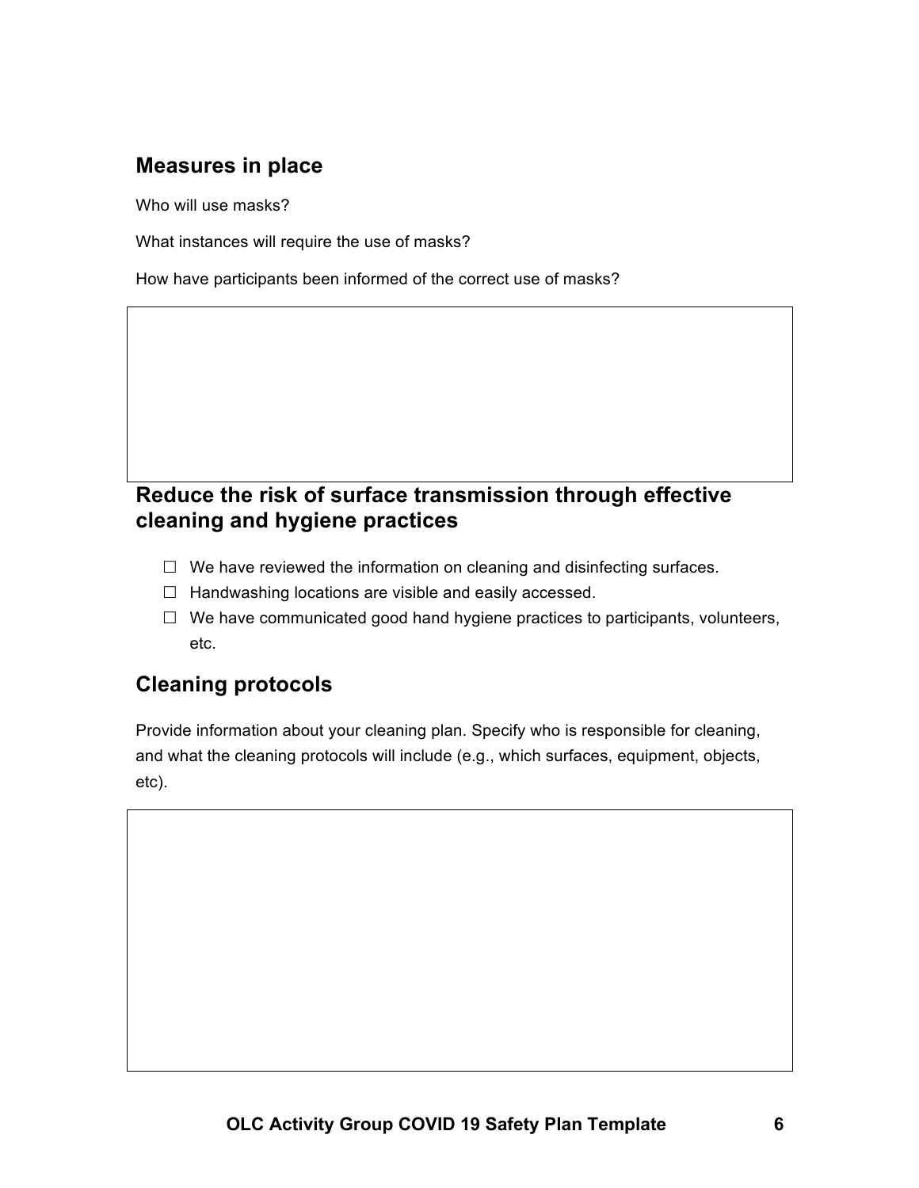## Measures in place

Who will use masks?

What instances will require the use of masks?

How have participants been informed of the correct use of masks?

## Reduce the risk of surface transmission through effective cleaning and hygiene practices

- ☐ We have reviewed the information on cleaning and disinfecting surfaces.
- ☐ Handwashing locations are visible and easily accessed.
- ☐ We have communicated good hand hygiene practices to participants, volunteers, etc.

## Cleaning protocols

Provide information about your cleaning plan. Specify who is responsible for cleaning, and what the cleaning protocols will include (e.g., which surfaces, equipment, objects, etc).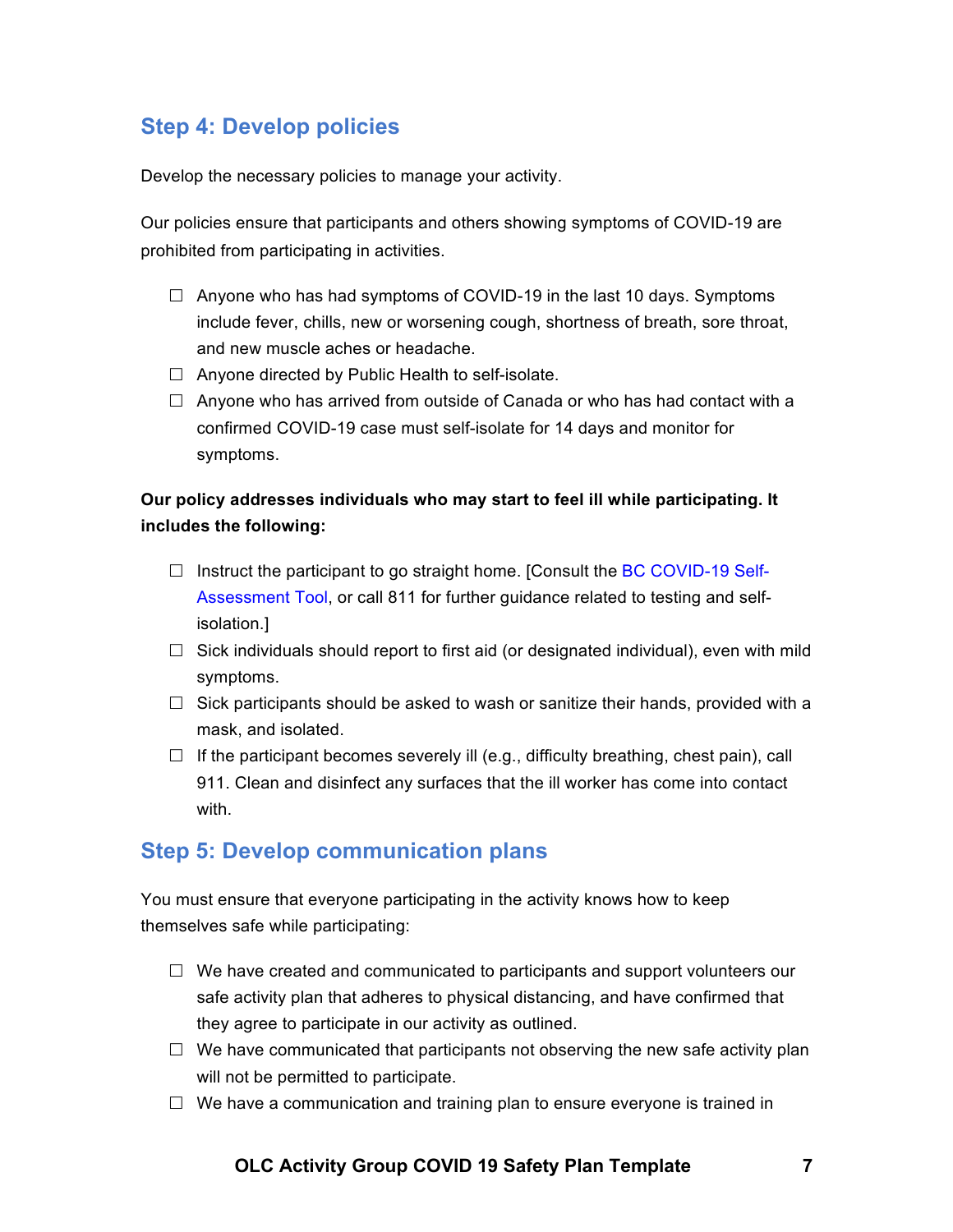## Step 4: Develop policies

Develop the necessary policies to manage your activity.

Our policies ensure that participants and others showing symptoms of COVID-19 are prohibited from participating in activities.

- ☐ Anyone who has had symptoms of COVID-19 in the last 10 days. Symptoms include fever, chills, new or worsening cough, shortness of breath, sore throat, and new muscle aches or headache.
- ☐ Anyone directed by Public Health to self-isolate.
- ☐ Anyone who has arrived from outside of Canada or who has had contact with a confirmed COVID-19 case must self-isolate for 14 days and monitor for symptoms.

**Our policy addresses individuals who may start to feel ill while participating. It includes the following:**

- ☐ Instruct the participant to go straight home. [Consult the BC COVID-19 Self-Assessment Tool, or call 811 for further guidance related to testing and self-isolation.]
- ☐ Sick individuals should report to first aid (or designated individual), even with mild symptoms.
- ☐ Sick participants should be asked to wash or sanitize their hands, provided with a mask, and isolated.
- ☐ If the participant becomes severely ill (e.g., difficulty breathing, chest pain), call 911. Clean and disinfect any surfaces that the ill worker has come into contact with.

## Step 5: Develop communication plans

You must ensure that everyone participating in the activity knows how to keep themselves safe while participating:

- ☐ We have created and communicated to participants and support volunteers our safe activity plan that adheres to physical distancing, and have confirmed that they agree to participate in our activity as outlined.
- ☐ We have communicated that participants not observing the new safe activity plan will not be permitted to participate.
- ☐ We have a communication and training plan to ensure everyone is trained in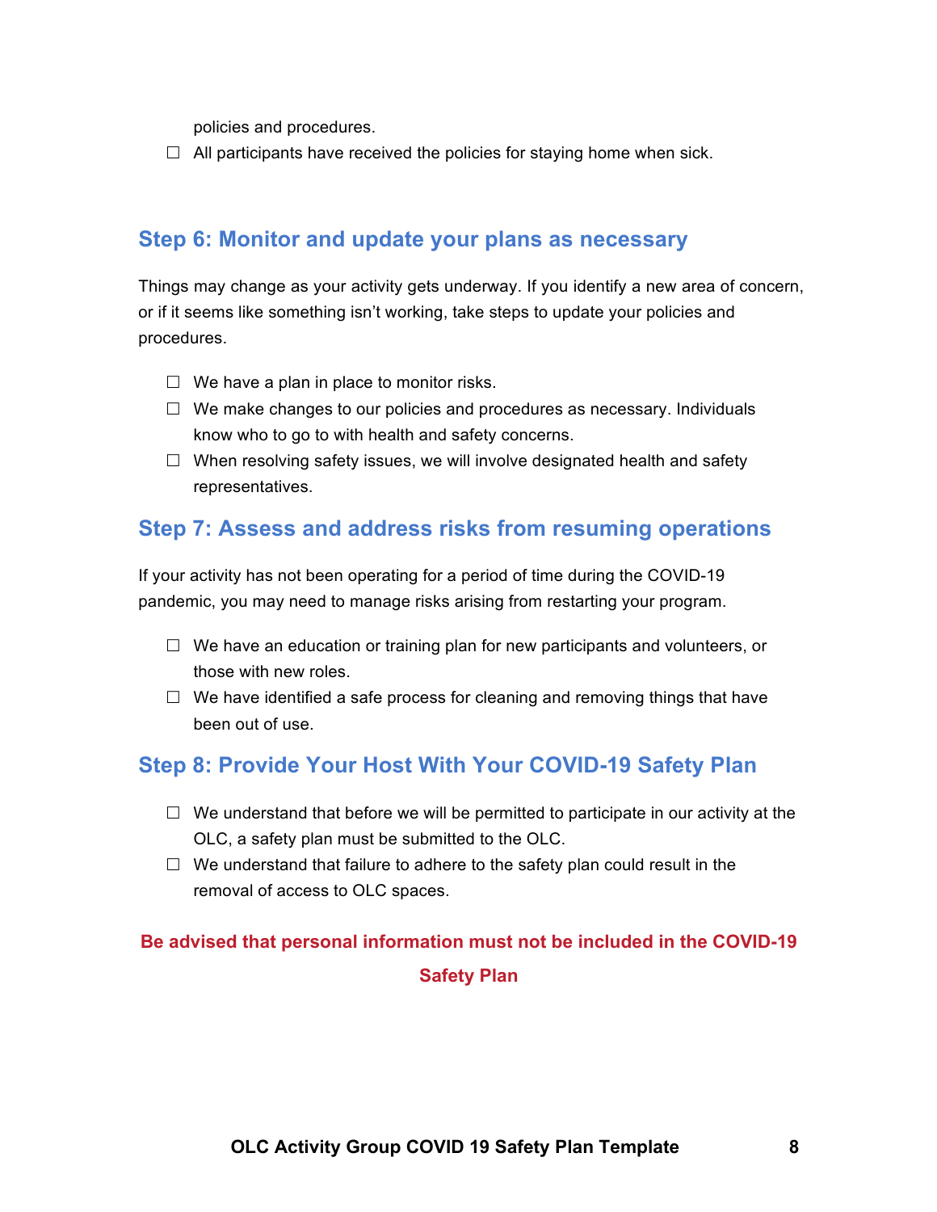policies and procedures.

- ☐ All participants have received the policies for staying home when sick.

## Step 6: Monitor and update your plans as necessary

Things may change as your activity gets underway. If you identify a new area of concern, or if it seems like something isn't working, take steps to update your policies and procedures.

- ☐ We have a plan in place to monitor risks.
- ☐ We make changes to our policies and procedures as necessary. Individuals know who to go to with health and safety concerns.
- ☐ When resolving safety issues, we will involve designated health and safety representatives.

## Step 7: Assess and address risks from resuming operations

If your activity has not been operating for a period of time during the COVID-19 pandemic, you may need to manage risks arising from restarting your program.

- ☐ We have an education or training plan for new participants and volunteers, or those with new roles.
- ☐ We have identified a safe process for cleaning and removing things that have been out of use.

## Step 8: Provide Your Host With Your COVID-19 Safety Plan

- ☐ We understand that before we will be permitted to participate in our activity at the OLC, a safety plan must be submitted to the OLC.
- ☐ We understand that failure to adhere to the safety plan could result in the removal of access to OLC spaces.

**Be advised that personal information must not be included in the COVID-19 Safety Plan**